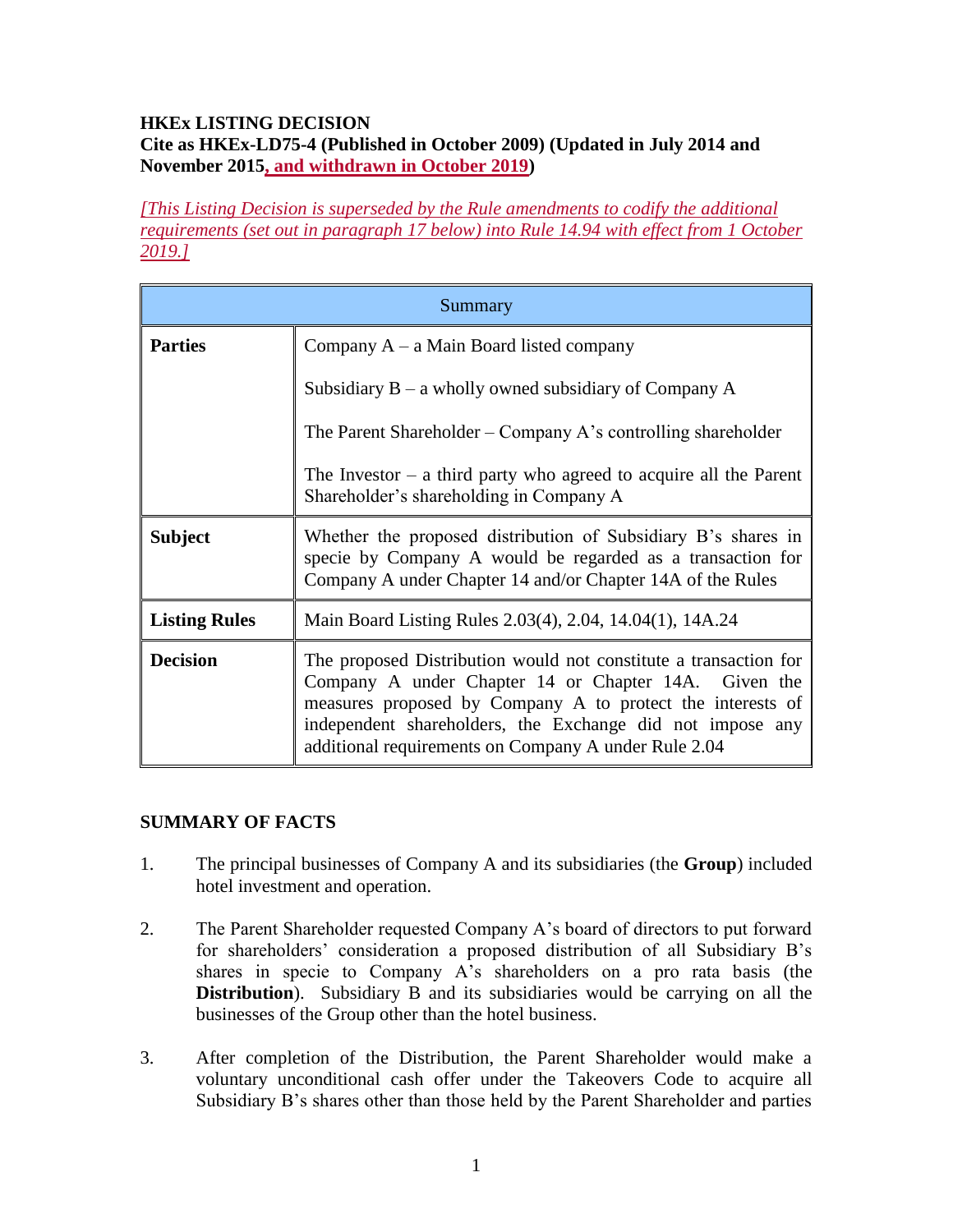**HKEx LISTING DECISION**
**Cite as HKEx-LD75-4 (Published in October 2009) (Updated in July 2014 and November 2015, and withdrawn in October 2019)**

*[This Listing Decision is superseded by the Rule amendments to codify the additional requirements (set out in paragraph 17 below) into Rule 14.94 with effect from 1 October 2019.]*

| Summary | |
|---|---|
| **Parties** | Company A – a Main Board listed company<br><br>Subsidiary B – a wholly owned subsidiary of Company A<br><br>The Parent Shareholder – Company A's controlling shareholder<br><br>The Investor – a third party who agreed to acquire all the Parent Shareholder's shareholding in Company A |
| **Subject** | Whether the proposed distribution of Subsidiary B's shares in specie by Company A would be regarded as a transaction for Company A under Chapter 14 and/or Chapter 14A of the Rules |
| **Listing Rules** | Main Board Listing Rules 2.03(4), 2.04, 14.04(1), 14A.24 |
| **Decision** | The proposed Distribution would not constitute a transaction for Company A under Chapter 14 or Chapter 14A. Given the measures proposed by Company A to protect the interests of independent shareholders, the Exchange did not impose any additional requirements on Company A under Rule 2.04 |

## SUMMARY OF FACTS

1. The principal businesses of Company A and its subsidiaries (the **Group**) included hotel investment and operation.

2. The Parent Shareholder requested Company A's board of directors to put forward for shareholders' consideration a proposed distribution of all Subsidiary B's shares in specie to Company A's shareholders on a pro rata basis (the **Distribution**). Subsidiary B and its subsidiaries would be carrying on all the businesses of the Group other than the hotel business.

3. After completion of the Distribution, the Parent Shareholder would make a voluntary unconditional cash offer under the Takeovers Code to acquire all Subsidiary B's shares other than those held by the Parent Shareholder and parties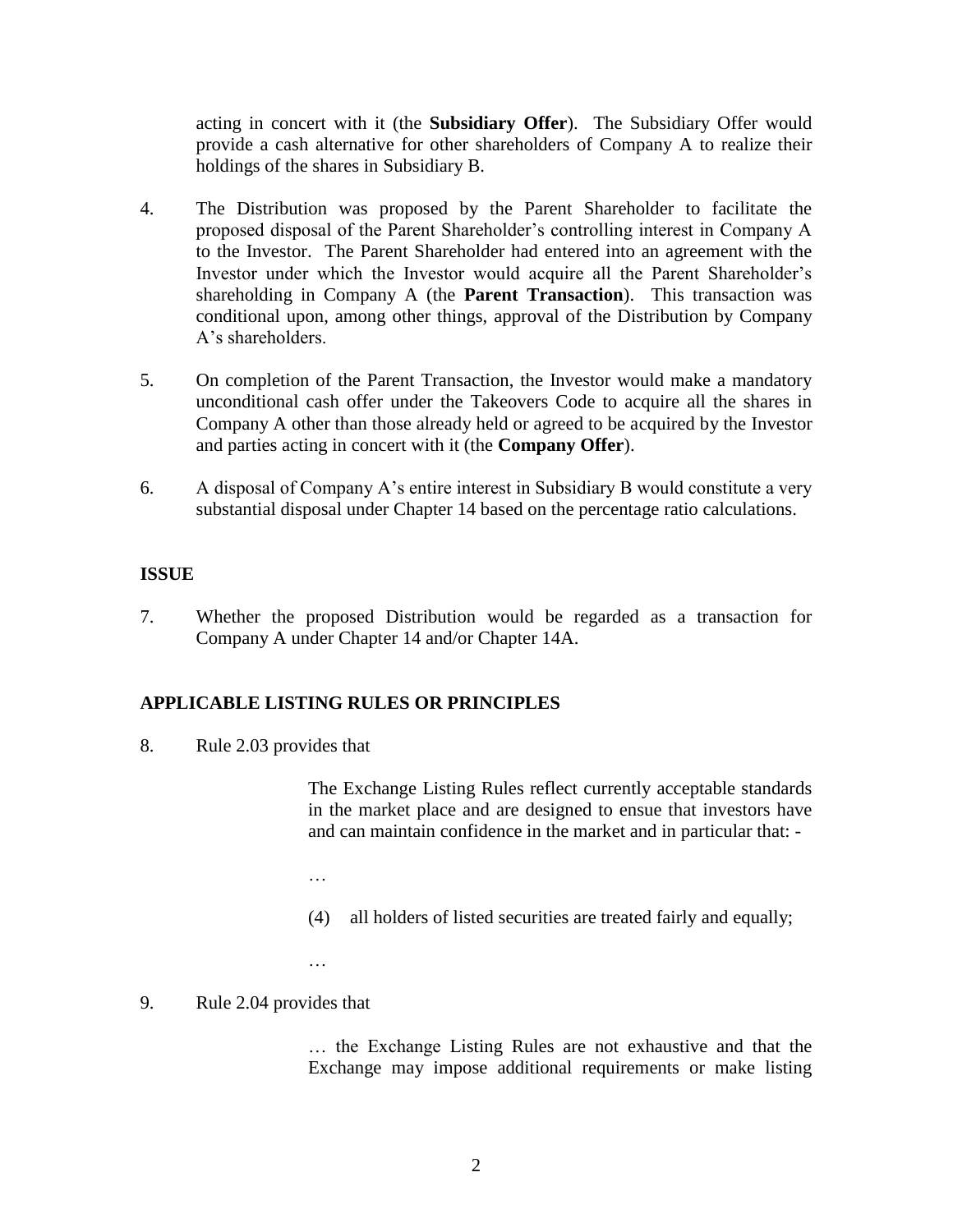acting in concert with it (the **Subsidiary Offer**). The Subsidiary Offer would provide a cash alternative for other shareholders of Company A to realize their holdings of the shares in Subsidiary B.

4. The Distribution was proposed by the Parent Shareholder to facilitate the proposed disposal of the Parent Shareholder's controlling interest in Company A to the Investor. The Parent Shareholder had entered into an agreement with the Investor under which the Investor would acquire all the Parent Shareholder's shareholding in Company A (the **Parent Transaction**). This transaction was conditional upon, among other things, approval of the Distribution by Company A's shareholders.

5. On completion of the Parent Transaction, the Investor would make a mandatory unconditional cash offer under the Takeovers Code to acquire all the shares in Company A other than those already held or agreed to be acquired by the Investor and parties acting in concert with it (the **Company Offer**).

6. A disposal of Company A's entire interest in Subsidiary B would constitute a very substantial disposal under Chapter 14 based on the percentage ratio calculations.

## ISSUE

7. Whether the proposed Distribution would be regarded as a transaction for Company A under Chapter 14 and/or Chapter 14A.

## APPLICABLE LISTING RULES OR PRINCIPLES

8. Rule 2.03 provides that

> The Exchange Listing Rules reflect currently acceptable standards in the market place and are designed to ensure that investors have and can maintain confidence in the market and in particular that: -
>
> …
>
> (4) all holders of listed securities are treated fairly and equally;
>
> …

9. Rule 2.04 provides that

> … the Exchange Listing Rules are not exhaustive and that the Exchange may impose additional requirements or make listing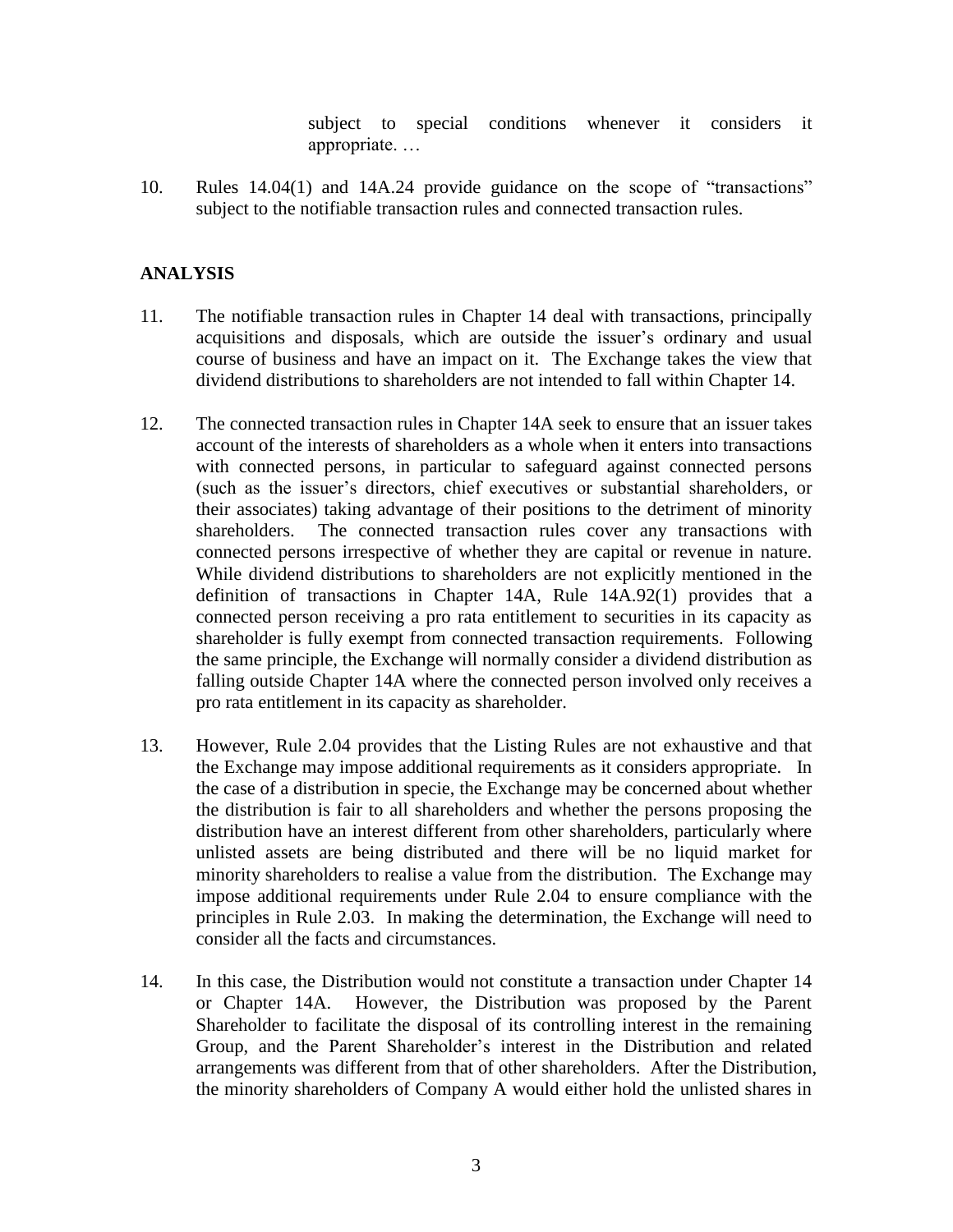subject to special conditions whenever it considers it appropriate. …

10. Rules 14.04(1) and 14A.24 provide guidance on the scope of "transactions" subject to the notifiable transaction rules and connected transaction rules.

## ANALYSIS

11. The notifiable transaction rules in Chapter 14 deal with transactions, principally acquisitions and disposals, which are outside the issuer's ordinary and usual course of business and have an impact on it. The Exchange takes the view that dividend distributions to shareholders are not intended to fall within Chapter 14.

12. The connected transaction rules in Chapter 14A seek to ensure that an issuer takes account of the interests of shareholders as a whole when it enters into transactions with connected persons, in particular to safeguard against connected persons (such as the issuer's directors, chief executives or substantial shareholders, or their associates) taking advantage of their positions to the detriment of minority shareholders. The connected transaction rules cover any transactions with connected persons irrespective of whether they are capital or revenue in nature. While dividend distributions to shareholders are not explicitly mentioned in the definition of transactions in Chapter 14A, Rule 14A.92(1) provides that a connected person receiving a pro rata entitlement to securities in its capacity as shareholder is fully exempt from connected transaction requirements. Following the same principle, the Exchange will normally consider a dividend distribution as falling outside Chapter 14A where the connected person involved only receives a pro rata entitlement in its capacity as shareholder.

13. However, Rule 2.04 provides that the Listing Rules are not exhaustive and that the Exchange may impose additional requirements as it considers appropriate. In the case of a distribution in specie, the Exchange may be concerned about whether the distribution is fair to all shareholders and whether the persons proposing the distribution have an interest different from other shareholders, particularly where unlisted assets are being distributed and there will be no liquid market for minority shareholders to realise a value from the distribution. The Exchange may impose additional requirements under Rule 2.04 to ensure compliance with the principles in Rule 2.03. In making the determination, the Exchange will need to consider all the facts and circumstances.

14. In this case, the Distribution would not constitute a transaction under Chapter 14 or Chapter 14A. However, the Distribution was proposed by the Parent Shareholder to facilitate the disposal of its controlling interest in the remaining Group, and the Parent Shareholder's interest in the Distribution and related arrangements was different from that of other shareholders. After the Distribution, the minority shareholders of Company A would either hold the unlisted shares in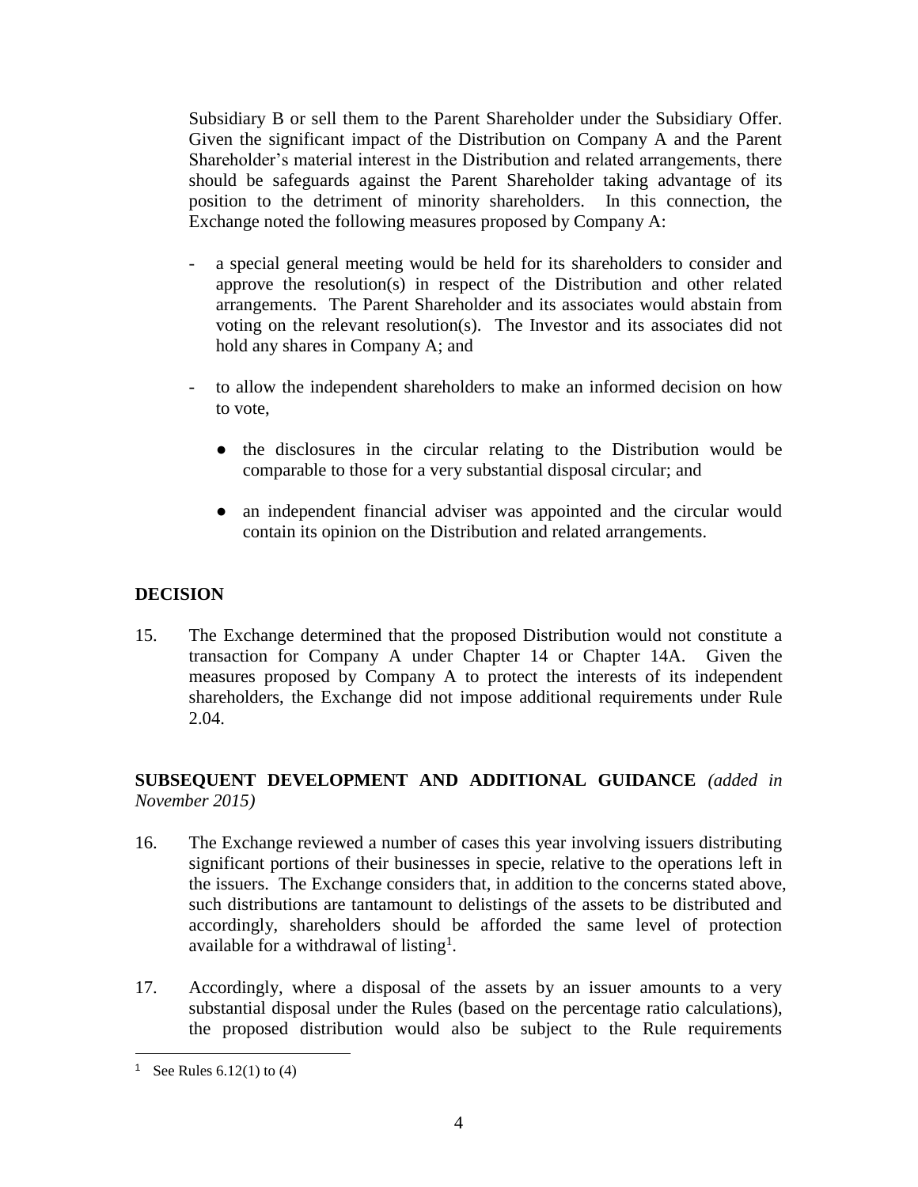Subsidiary B or sell them to the Parent Shareholder under the Subsidiary Offer. Given the significant impact of the Distribution on Company A and the Parent Shareholder's material interest in the Distribution and related arrangements, there should be safeguards against the Parent Shareholder taking advantage of its position to the detriment of minority shareholders. In this connection, the Exchange noted the following measures proposed by Company A:

- a special general meeting would be held for its shareholders to consider and approve the resolution(s) in respect of the Distribution and other related arrangements. The Parent Shareholder and its associates would abstain from voting on the relevant resolution(s). The Investor and its associates did not hold any shares in Company A; and

- to allow the independent shareholders to make an informed decision on how to vote,

  - the disclosures in the circular relating to the Distribution would be comparable to those for a very substantial disposal circular; and

  - an independent financial adviser was appointed and the circular would contain its opinion on the Distribution and related arrangements.

## DECISION

15. The Exchange determined that the proposed Distribution would not constitute a transaction for Company A under Chapter 14 or Chapter 14A. Given the measures proposed by Company A to protect the interests of its independent shareholders, the Exchange did not impose additional requirements under Rule 2.04.

## SUBSEQUENT DEVELOPMENT AND ADDITIONAL GUIDANCE *(added in November 2015)*

16. The Exchange reviewed a number of cases this year involving issuers distributing significant portions of their businesses in specie, relative to the operations left in the issuers. The Exchange considers that, in addition to the concerns stated above, such distributions are tantamount to delistings of the assets to be distributed and accordingly, shareholders should be afforded the same level of protection available for a withdrawal of listing[1].

17. Accordingly, where a disposal of the assets by an issuer amounts to a very substantial disposal under the Rules (based on the percentage ratio calculations), the proposed distribution would also be subject to the Rule requirements

---

[1] See Rules 6.12(1) to (4)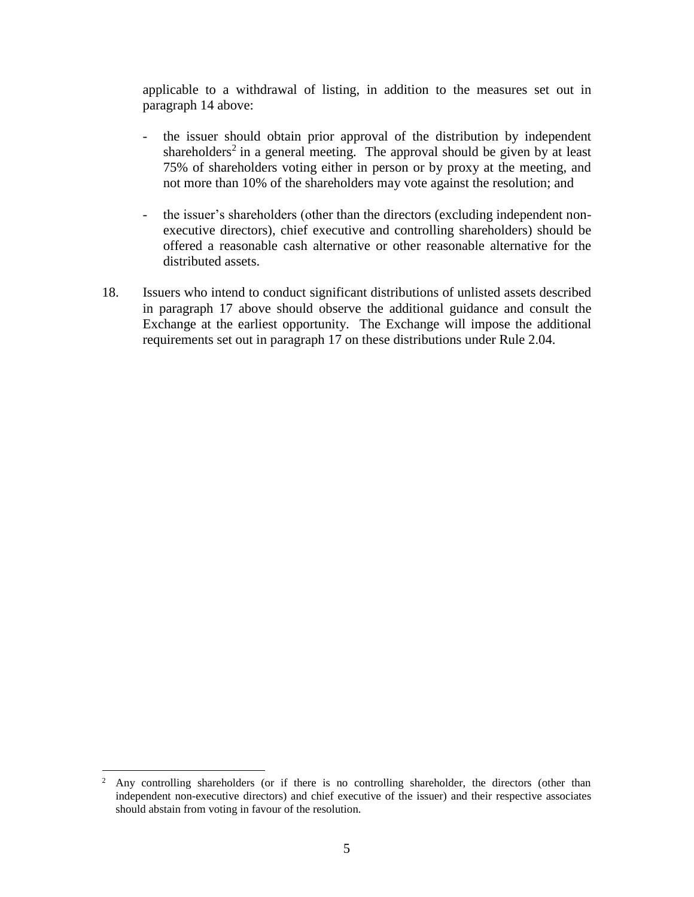applicable to a withdrawal of listing, in addition to the measures set out in paragraph 14 above:

- the issuer should obtain prior approval of the distribution by independent shareholders[2] in a general meeting. The approval should be given by at least 75% of shareholders voting either in person or by proxy at the meeting, and not more than 10% of the shareholders may vote against the resolution; and

- the issuer's shareholders (other than the directors (excluding independent non-executive directors), chief executive and controlling shareholders) should be offered a reasonable cash alternative or other reasonable alternative for the distributed assets.

18. Issuers who intend to conduct significant distributions of unlisted assets described in paragraph 17 above should observe the additional guidance and consult the Exchange at the earliest opportunity. The Exchange will impose the additional requirements set out in paragraph 17 on these distributions under Rule 2.04.

---

[2] Any controlling shareholders (or if there is no controlling shareholder, the directors (other than independent non-executive directors) and chief executive of the issuer) and their respective associates should abstain from voting in favour of the resolution.